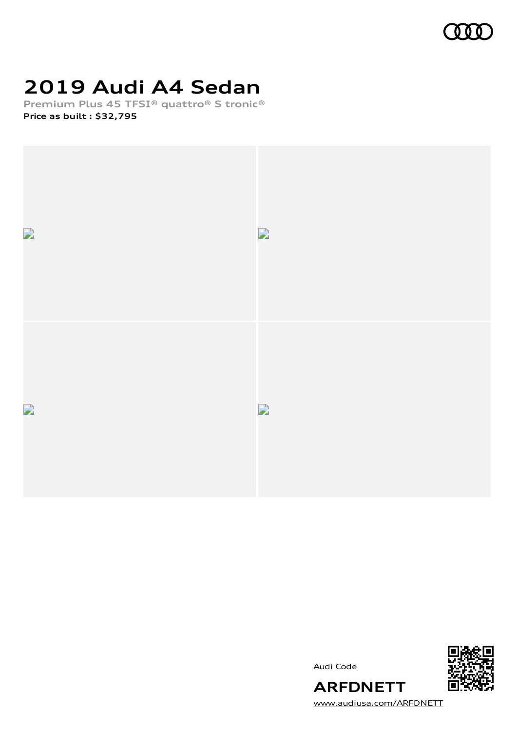# 2019 Audi A4 Sedan

**Premium Plus 45 TFSI® quattro® S tronic®**

**Price as built : $32,795**

Audi Code

**ARFDNETT**

www.audiusa.com/ARFDNETT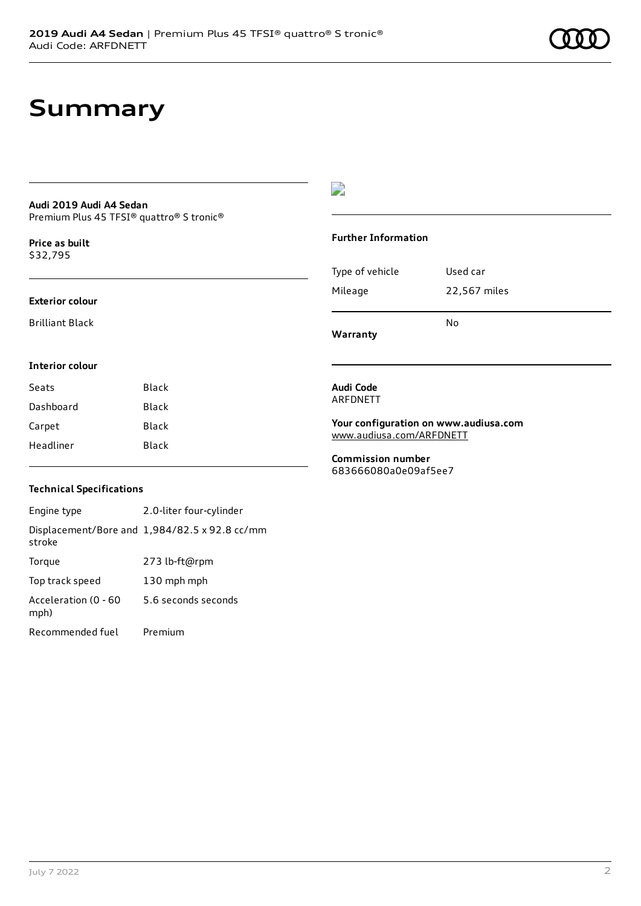# Summary

**Audi 2019 Audi A4 Sedan**
Premium Plus 45 TFSI® quattro® S tronic®

**Price as built**
$32,795

### Exterior colour

Brilliant Black

### Interior colour

| | |
|---|---|
| Seats | Black |
| Dashboard | Black |
| Carpet | Black |
| Headliner | Black |

### Technical Specifications

| | |
|---|---|
| Engine type | 2.0-liter four-cylinder |
| Displacement/Bore and stroke | 1,984/82.5 x 92.8 cc/mm |
| Torque | 273 lb-ft@rpm |
| Top track speed | 130 mph mph |
| Acceleration (0 - 60 mph) | 5.6 seconds seconds |
| Recommended fuel | Premium |

### Further Information

| | |
|---|---|
| Type of vehicle | Used car |
| Mileage | 22,567 miles |
| **Warranty** | No |

**Audi Code**
ARFDNETT

**Your configuration on www.audiusa.com**
www.audiusa.com/ARFDNETT

**Commission number**
683666080a0e09af5ee7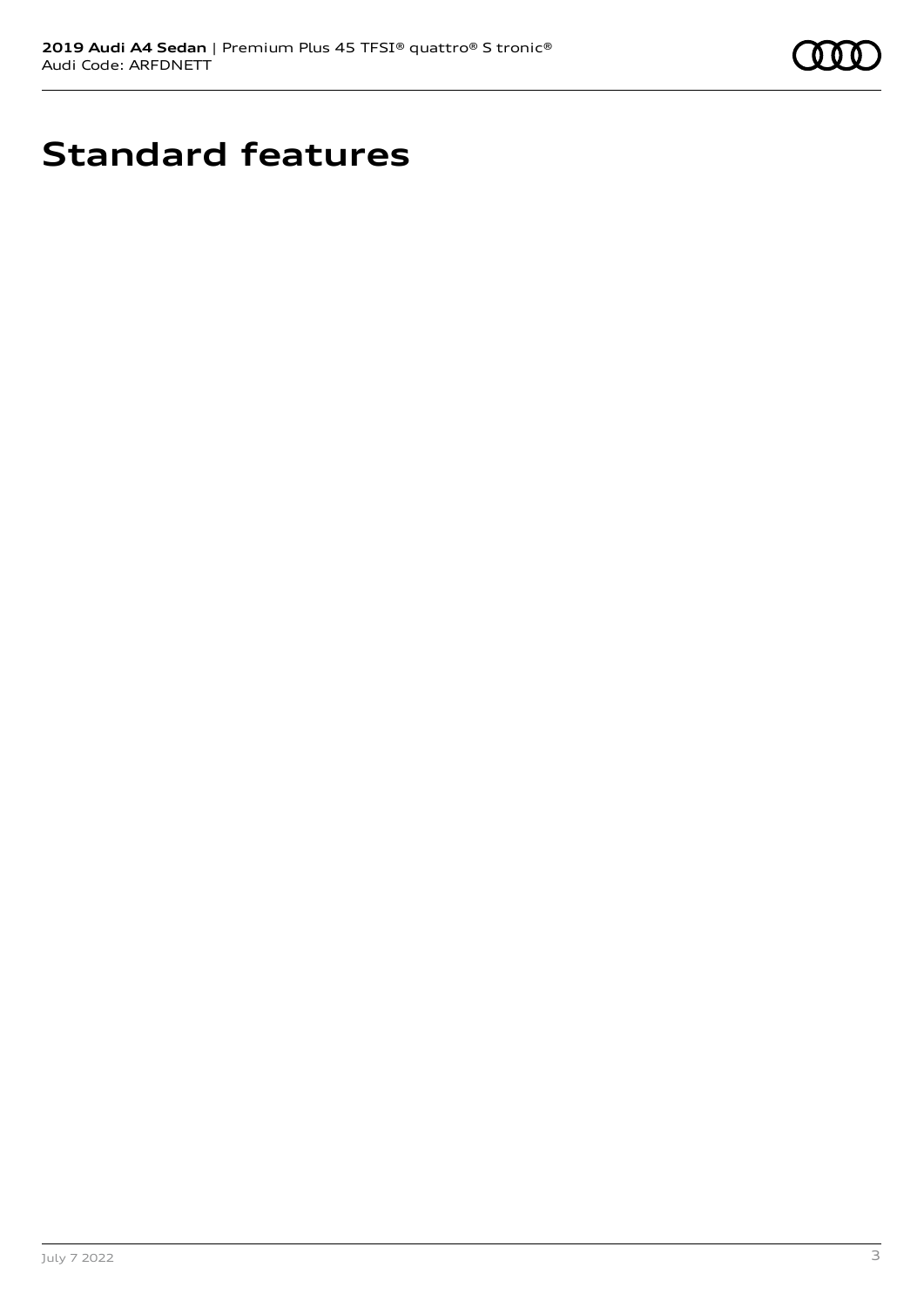# Standard features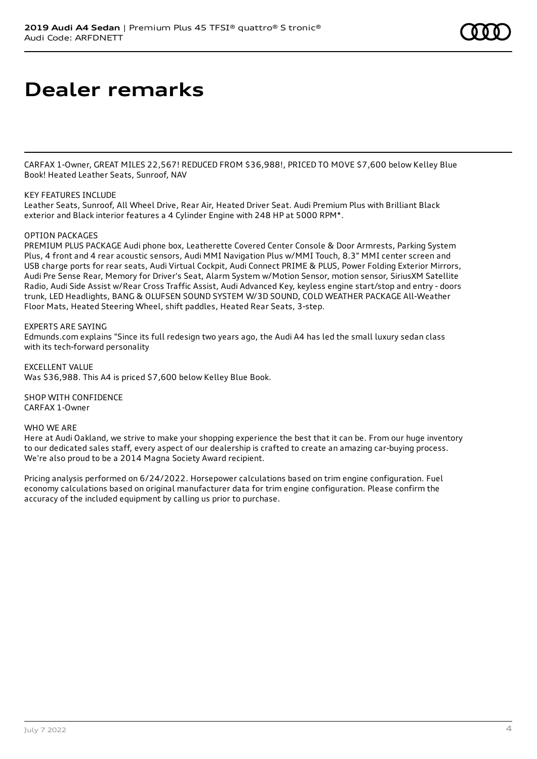# Dealer remarks

CARFAX 1-Owner, GREAT MILES 22,567! REDUCED FROM $36,988!, PRICED TO MOVE $7,600 below Kelley Blue Book! Heated Leather Seats, Sunroof, NAV

KEY FEATURES INCLUDE
Leather Seats, Sunroof, All Wheel Drive, Rear Air, Heated Driver Seat. Audi Premium Plus with Brilliant Black exterior and Black interior features a 4 Cylinder Engine with 248 HP at 5000 RPM*.

OPTION PACKAGES
PREMIUM PLUS PACKAGE Audi phone box, Leatherette Covered Center Console & Door Armrests, Parking System Plus, 4 front and 4 rear acoustic sensors, Audi MMI Navigation Plus w/MMI Touch, 8.3" MMI center screen and USB charge ports for rear seats, Audi Virtual Cockpit, Audi Connect PRIME & PLUS, Power Folding Exterior Mirrors, Audi Pre Sense Rear, Memory for Driver's Seat, Alarm System w/Motion Sensor, motion sensor, SiriusXM Satellite Radio, Audi Side Assist w/Rear Cross Traffic Assist, Audi Advanced Key, keyless engine start/stop and entry - doors trunk, LED Headlights, BANG & OLUFSEN SOUND SYSTEM W/3D SOUND, COLD WEATHER PACKAGE All-Weather Floor Mats, Heated Steering Wheel, shift paddles, Heated Rear Seats, 3-step.

EXPERTS ARE SAYING
Edmunds.com explains "Since its full redesign two years ago, the Audi A4 has led the small luxury sedan class with its tech-forward personality

EXCELLENT VALUE
Was $36,988. This A4 is priced $7,600 below Kelley Blue Book.

SHOP WITH CONFIDENCE
CARFAX 1-Owner

WHO WE ARE
Here at Audi Oakland, we strive to make your shopping experience the best that it can be. From our huge inventory to our dedicated sales staff, every aspect of our dealership is crafted to create an amazing car-buying process. We're also proud to be a 2014 Magna Society Award recipient.

Pricing analysis performed on 6/24/2022. Horsepower calculations based on trim engine configuration. Fuel economy calculations based on original manufacturer data for trim engine configuration. Please confirm the accuracy of the included equipment by calling us prior to purchase.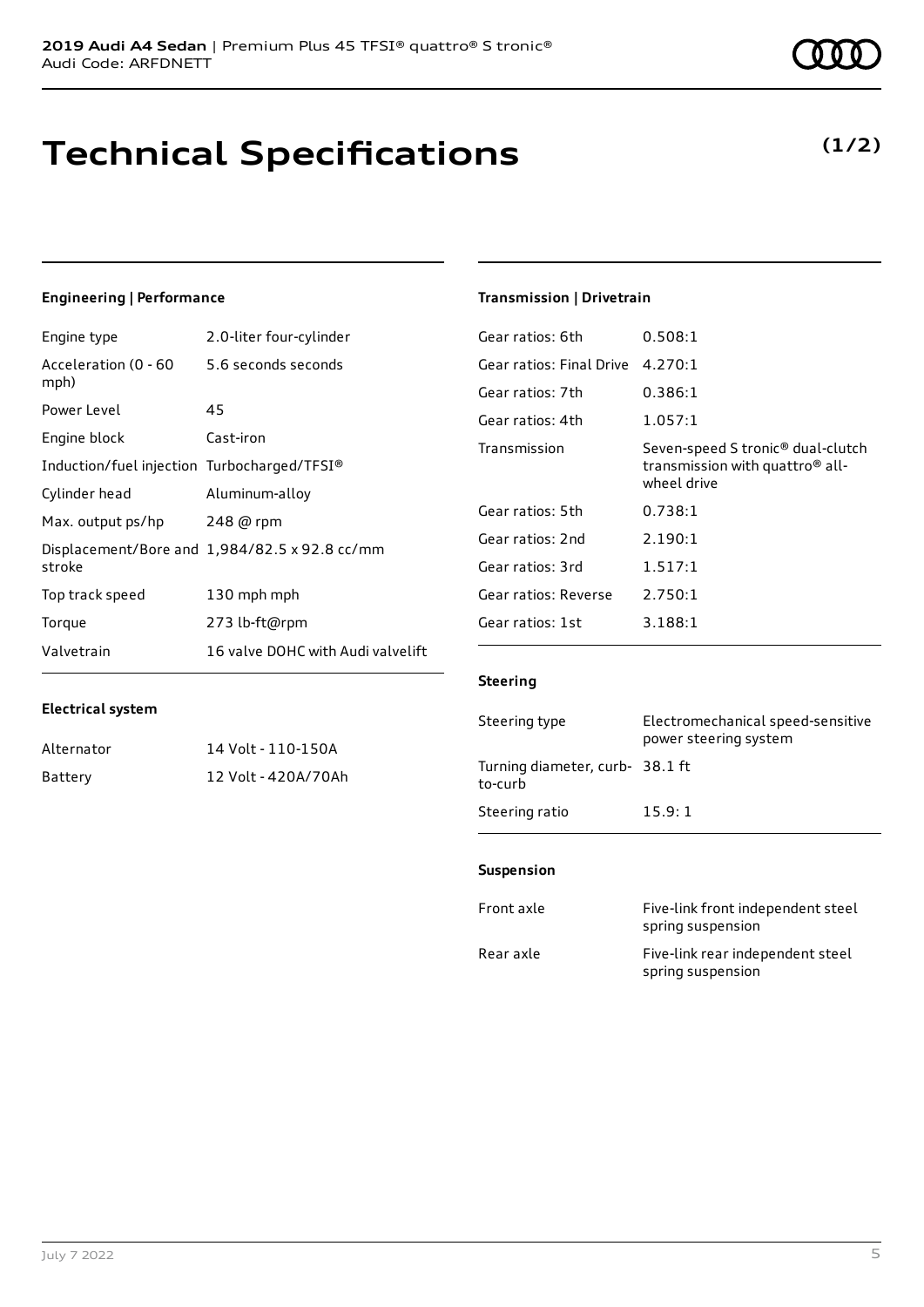# Technical Specifications

**(1/2)**

### Engineering | Performance

| | |
|---|---|
| Engine type | 2.0-liter four-cylinder |
| Acceleration (0 - 60 mph) | 5.6 seconds seconds |
| Power Level | 45 |
| Engine block | Cast-iron |
| Induction/fuel injection | Turbocharged/TFSI® |
| Cylinder head | Aluminum-alloy |
| Max. output ps/hp | 248 @ rpm |
| Displacement/Bore and stroke | 1,984/82.5 x 92.8 cc/mm |
| Top track speed | 130 mph mph |
| Torque | 273 lb-ft@rpm |
| Valvetrain | 16 valve DOHC with Audi valvelift |

### Electrical system

| | |
|---|---|
| Alternator | 14 Volt - 110-150A |
| Battery | 12 Volt - 420A/70Ah |

### Transmission | Drivetrain

| | |
|---|---|
| Gear ratios: 6th | 0.508:1 |
| Gear ratios: Final Drive | 4.270:1 |
| Gear ratios: 7th | 0.386:1 |
| Gear ratios: 4th | 1.057:1 |
| Transmission | Seven-speed S tronic® dual-clutch transmission with quattro® all-wheel drive |
| Gear ratios: 5th | 0.738:1 |
| Gear ratios: 2nd | 2.190:1 |
| Gear ratios: 3rd | 1.517:1 |
| Gear ratios: Reverse | 2.750:1 |
| Gear ratios: 1st | 3.188:1 |

### Steering

| | |
|---|---|
| Steering type | Electromechanical speed-sensitive power steering system |
| Turning diameter, curb-to-curb | 38.1 ft |
| Steering ratio | 15.9: 1 |

### Suspension

| | |
|---|---|
| Front axle | Five-link front independent steel spring suspension |
| Rear axle | Five-link rear independent steel spring suspension |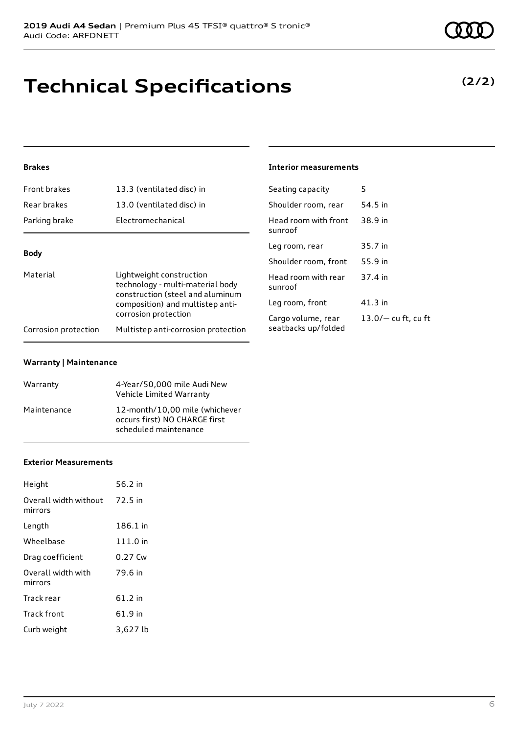**2019 Audi A4 Sedan** | Premium Plus 45 TFSI® quattro® S tronic®
Audi Code: ARFDNETT

# Technical Specifications

**(2/2)**

### Brakes

| | |
|---|---|
| Front brakes | 13.3 (ventilated disc) in |
| Rear brakes | 13.0 (ventilated disc) in |
| Parking brake | Electromechanical |

### Body

| | |
|---|---|
| Material | Lightweight construction technology - multi-material body construction (steel and aluminum composition) and multistep anti-corrosion protection |
| Corrosion protection | Multistep anti-corrosion protection |

### Warranty | Maintenance

| | |
|---|---|
| Warranty | 4-Year/50,000 mile Audi New Vehicle Limited Warranty |
| Maintenance | 12-month/10,00 mile (whichever occurs first) NO CHARGE first scheduled maintenance |

### Exterior Measurements

| | |
|---|---|
| Height | 56.2 in |
| Overall width without mirrors | 72.5 in |
| Length | 186.1 in |
| Wheelbase | 111.0 in |
| Drag coefficient | 0.27 Cw |
| Overall width with mirrors | 79.6 in |
| Track rear | 61.2 in |
| Track front | 61.9 in |
| Curb weight | 3,627 lb |

### Interior measurements

| | |
|---|---|
| Seating capacity | 5 |
| Shoulder room, rear | 54.5 in |
| Head room with front sunroof | 38.9 in |
| Leg room, rear | 35.7 in |
| Shoulder room, front | 55.9 in |
| Head room with rear sunroof | 37.4 in |
| Leg room, front | 41.3 in |
| Cargo volume, rear seatbacks up/folded | 13.0/— cu ft, cu ft |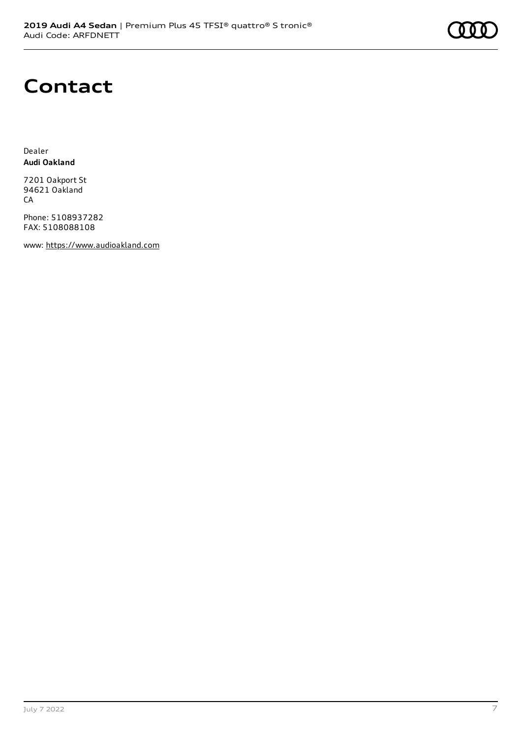# Contact

Dealer
**Audi Oakland**

7201 Oakport St
94621 Oakland
CA

Phone: 5108937282
FAX: 5108088108

www: https://www.audioakland.com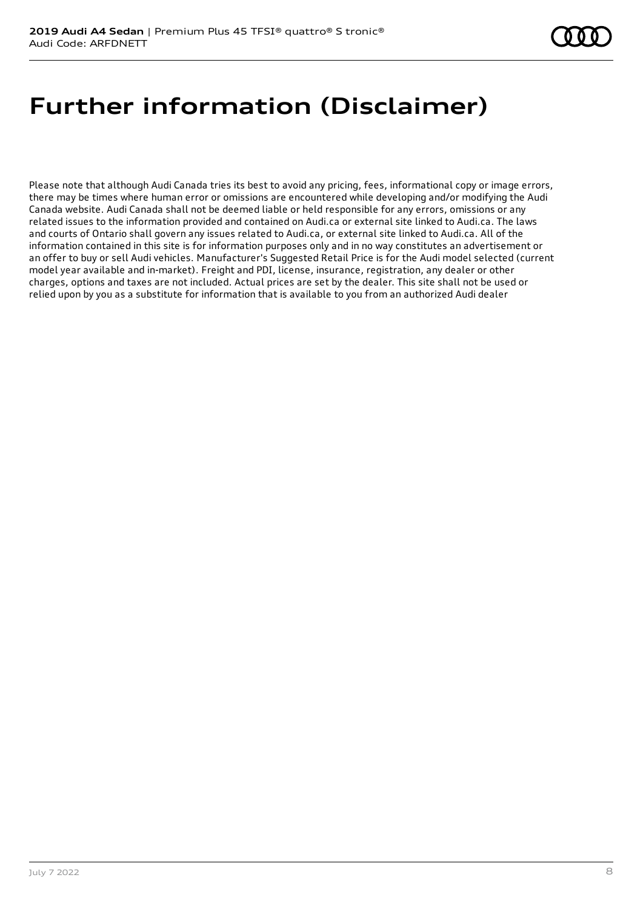# Further information (Disclaimer)

Please note that although Audi Canada tries its best to avoid any pricing, fees, informational copy or image errors, there may be times where human error or omissions are encountered while developing and/or modifying the Audi Canada website. Audi Canada shall not be deemed liable or held responsible for any errors, omissions or any related issues to the information provided and contained on Audi.ca or external site linked to Audi.ca. The laws and courts of Ontario shall govern any issues related to Audi.ca, or external site linked to Audi.ca. All of the information contained in this site is for information purposes only and in no way constitutes an advertisement or an offer to buy or sell Audi vehicles. Manufacturer's Suggested Retail Price is for the Audi model selected (current model year available and in-market). Freight and PDI, license, insurance, registration, any dealer or other charges, options and taxes are not included. Actual prices are set by the dealer. This site shall not be used or relied upon by you as a substitute for information that is available to you from an authorized Audi dealer